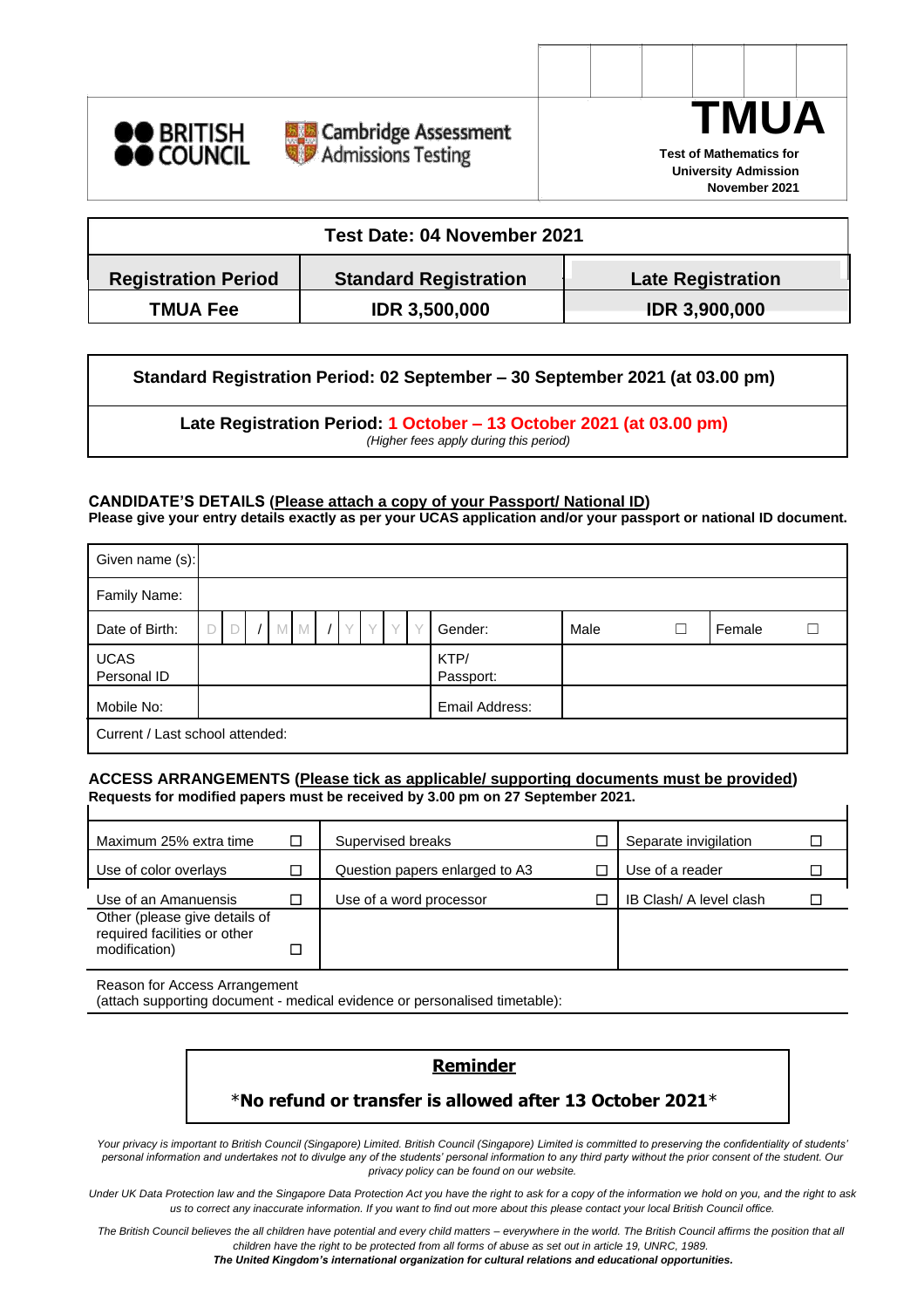BRITISH COUNCIL

Cambridge Assessment Admissions Testing

# TMUA

**Test of Mathematics for University Admission**
**November 2021**

| **Test Date: 04 November 2021** | | |
|---|---|---|
| **Registration Period** | **Standard Registration** | **Late Registration** |
| **TMUA Fee** | **IDR 3,500,000** | **IDR 3,900,000** |

**Standard Registration Period: 02 September – 30 September 2021 (at 03.00 pm)**

**Late Registration Period: 1 October – 13 October 2021 (at 03.00 pm)**
*(Higher fees apply during this period)*

**CANDIDATE'S DETAILS (Please attach a copy of your Passport/ National ID)**
**Please give your entry details exactly as per your UCAS application and/or your passport or national ID document.**

| Given name (s): | | | | | |
|---|---|---|---|---|---|
| Family Name: | | | | | |
| Date of Birth: | D D / M M / Y Y Y Y | Gender: | Male ☐ | | Female ☐ |
| UCAS Personal ID | | KTP/ Passport: | | | |
| Mobile No: | | Email Address: | | | |
| Current / Last school attended: | | | | | |

**ACCESS ARRANGEMENTS (Please tick as applicable/ supporting documents must be provided)**
**Requests for modified papers must be received by 3.00 pm on 27 September 2021.**

| | | | | | |
|---|---|---|---|---|---|
| Maximum 25% extra time | ☐ | Supervised breaks | ☐ | Separate invigilation | ☐ |
| Use of color overlays | ☐ | Question papers enlarged to A3 | ☐ | Use of a reader | ☐ |
| Use of an Amanuensis | ☐ | Use of a word processor | ☐ | IB Clash/ A level clash | ☐ |
| Other (please give details of required facilities or other modification) | ☐ | | | | |

Reason for Access Arrangement
(attach supporting document - medical evidence or personalised timetable):

**Reminder**

*__No refund or transfer is allowed after 13 October 2021__*

*Your privacy is important to British Council (Singapore) Limited. British Council (Singapore) Limited is committed to preserving the confidentiality of students' personal information and undertakes not to divulge any of the students' personal information to any third party without the prior consent of the student. Our privacy policy can be found on our website.*

*Under UK Data Protection law and the Singapore Data Protection Act you have the right to ask for a copy of the information we hold on you, and the right to ask us to correct any inaccurate information. If you want to find out more about this please contact your local British Council office.*

*The British Council believes the all children have potential and every child matters – everywhere in the world. The British Council affirms the position that all children have the right to be protected from all forms of abuse as set out in article 19, UNRC, 1989.*

***The United Kingdom's international organization for cultural relations and educational opportunities.***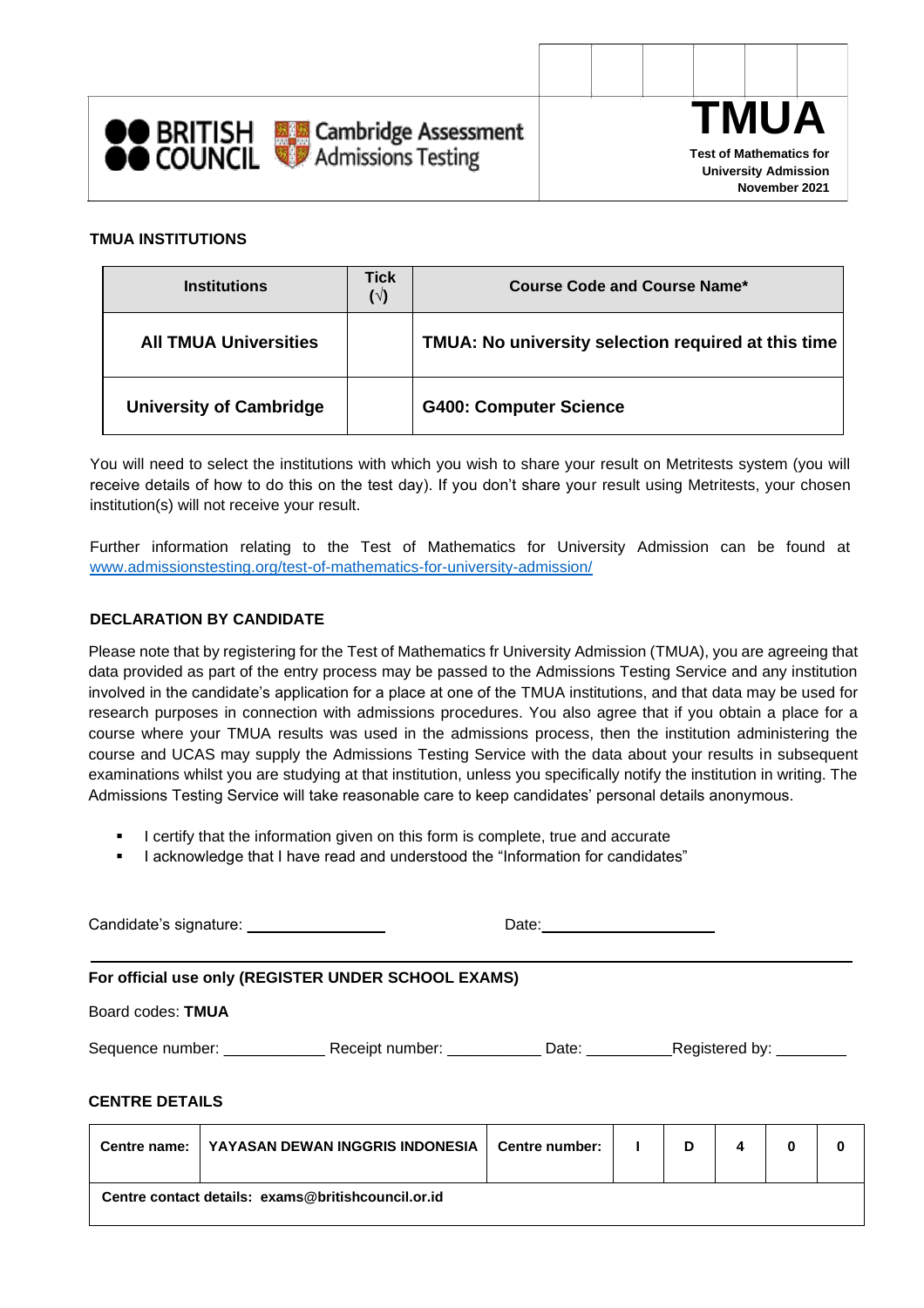BRITISH COUNCIL | Cambridge Assessment Admissions Testing

# TMUA

**Test of Mathematics for University Admission**
**November 2021**

### TMUA INSTITUTIONS

| Institutions | Tick (√) | Course Code and Course Name* |
|---|---|---|
| **All TMUA Universities** | | **TMUA: No university selection required at this time** |
| **University of Cambridge** | | **G400: Computer Science** |

You will need to select the institutions with which you wish to share your result on Metritests system (you will receive details of how to do this on the test day). If you don't share your result using Metritests, your chosen institution(s) will not receive your result.

Further information relating to the Test of Mathematics for University Admission can be found at www.admissionstesting.org/test-of-mathematics-for-university-admission/

### DECLARATION BY CANDIDATE

Please note that by registering for the Test of Mathematics fr University Admission (TMUA), you are agreeing that data provided as part of the entry process may be passed to the Admissions Testing Service and any institution involved in the candidate's application for a place at one of the TMUA institutions, and that data may be used for research purposes in connection with admissions procedures. You also agree that if you obtain a place for a course where your TMUA results was used in the admissions process, then the institution administering the course and UCAS may supply the Admissions Testing Service with the data about your results in subsequent examinations whilst you are studying at that institution, unless you specifically notify the institution in writing. The Admissions Testing Service will take reasonable care to keep candidates' personal details anonymous.

- I certify that the information given on this form is complete, true and accurate
- I acknowledge that I have read and understood the "Information for candidates"

Candidate's signature: ________________ Date: ____________________

---

**For official use only (REGISTER UNDER SCHOOL EXAMS)**

Board codes: **TMUA**

Sequence number: ___________ Receipt number: __________ Date: _________ Registered by: ________

### CENTRE DETAILS

| Centre name: | YAYASAN DEWAN INGGRIS INDONESIA | Centre number: | I | D | 4 | 0 | 0 |
|---|---|---|---|---|---|---|---|
| **Centre contact details: exams@britishcouncil.or.id** | | | | | | | |